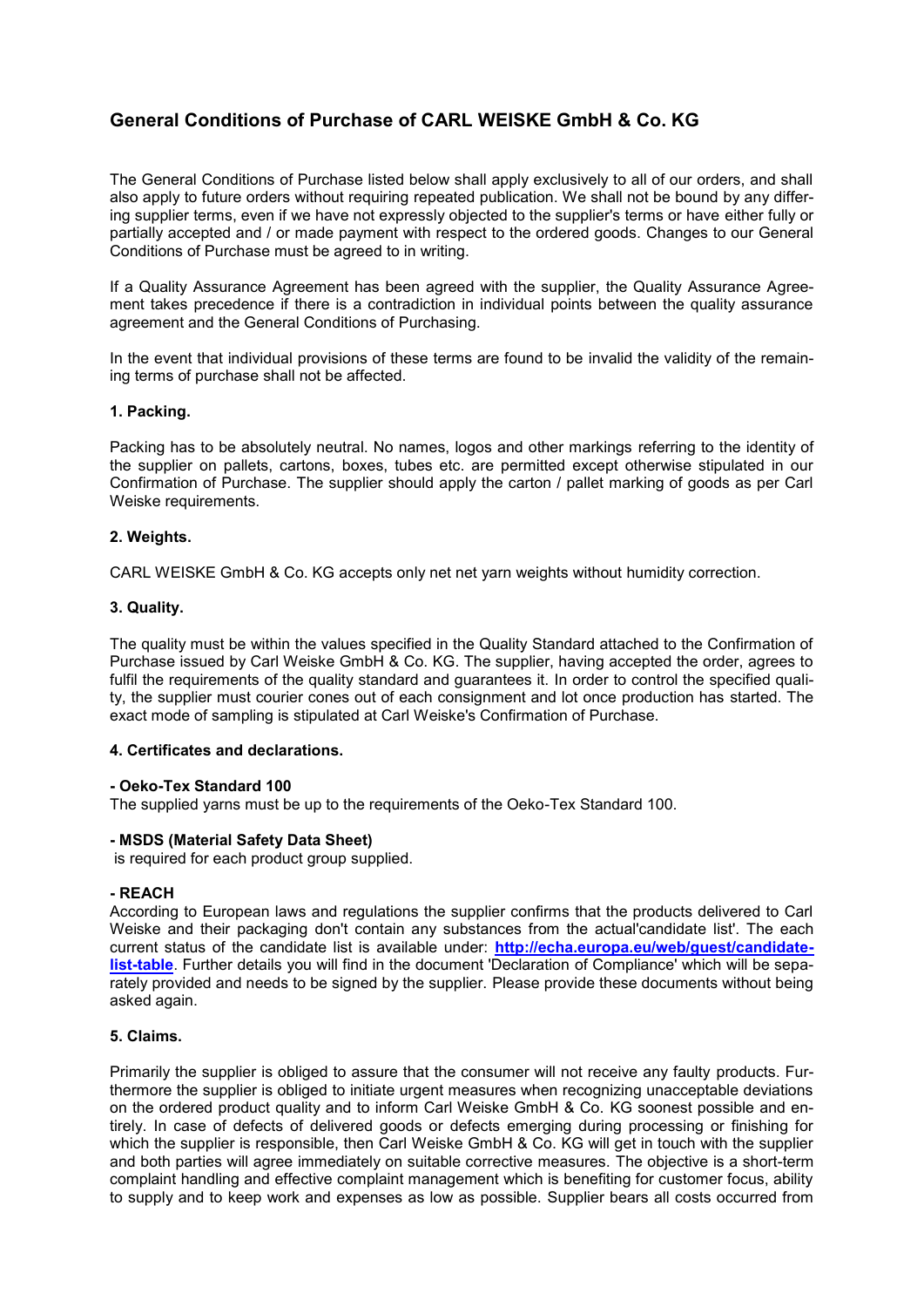# General Conditions of Purchase of CARL WEISKE GmbH & Co. KG

The General Conditions of Purchase listed below shall apply exclusively to all of our orders, and shall also apply to future orders without requiring repeated publication. We shall not be bound by any differing supplier terms, even if we have not expressly objected to the supplier's terms or have either fully or partially accepted and / or made payment with respect to the ordered goods. Changes to our General Conditions of Purchase must be agreed to in writing.

If a Quality Assurance Agreement has been agreed with the supplier, the Quality Assurance Agreement takes precedence if there is a contradiction in individual points between the quality assurance agreement and the General Conditions of Purchasing.

In the event that individual provisions of these terms are found to be invalid the validity of the remaining terms of purchase shall not be affected.

### 1. Packing.

Packing has to be absolutely neutral. No names, logos and other markings referring to the identity of the supplier on pallets, cartons, boxes, tubes etc. are permitted except otherwise stipulated in our Confirmation of Purchase. The supplier should apply the carton / pallet marking of goods as per Carl Weiske requirements.

### 2. Weights.

CARL WEISKE GmbH & Co. KG accepts only net net yarn weights without humidity correction.

### 3. Quality.

The quality must be within the values specified in the Quality Standard attached to the Confirmation of Purchase issued by Carl Weiske GmbH & Co. KG. The supplier, having accepted the order, agrees to fulfil the requirements of the quality standard and guarantees it. In order to control the specified quality, the supplier must courier cones out of each consignment and lot once production has started. The exact mode of sampling is stipulated at Carl Weiske's Confirmation of Purchase.

### 4. Certificates and declarations.

**- Oeko-Tex Standard 100**
The supplied yarns must be up to the requirements of the Oeko-Tex Standard 100.

**- MSDS (Material Safety Data Sheet)**
is required for each product group supplied.

**- REACH**
According to European laws and regulations the supplier confirms that the products delivered to Carl Weiske and their packaging don't contain any substances from the actual'candidate list'. The each current status of the candidate list is available under: **http://echa.europa.eu/web/guest/candidate-list-table**. Further details you will find in the document 'Declaration of Compliance' which will be separately provided and needs to be signed by the supplier. Please provide these documents without being asked again.

### 5. Claims.

Primarily the supplier is obliged to assure that the consumer will not receive any faulty products. Furthermore the supplier is obliged to initiate urgent measures when recognizing unacceptable deviations on the ordered product quality and to inform Carl Weiske GmbH & Co. KG soonest possible and entirely. In case of defects of delivered goods or defects emerging during processing or finishing for which the supplier is responsible, then Carl Weiske GmbH & Co. KG will get in touch with the supplier and both parties will agree immediately on suitable corrective measures. The objective is a short-term complaint handling and effective complaint management which is benefiting for customer focus, ability to supply and to keep work and expenses as low as possible. Supplier bears all costs occurred from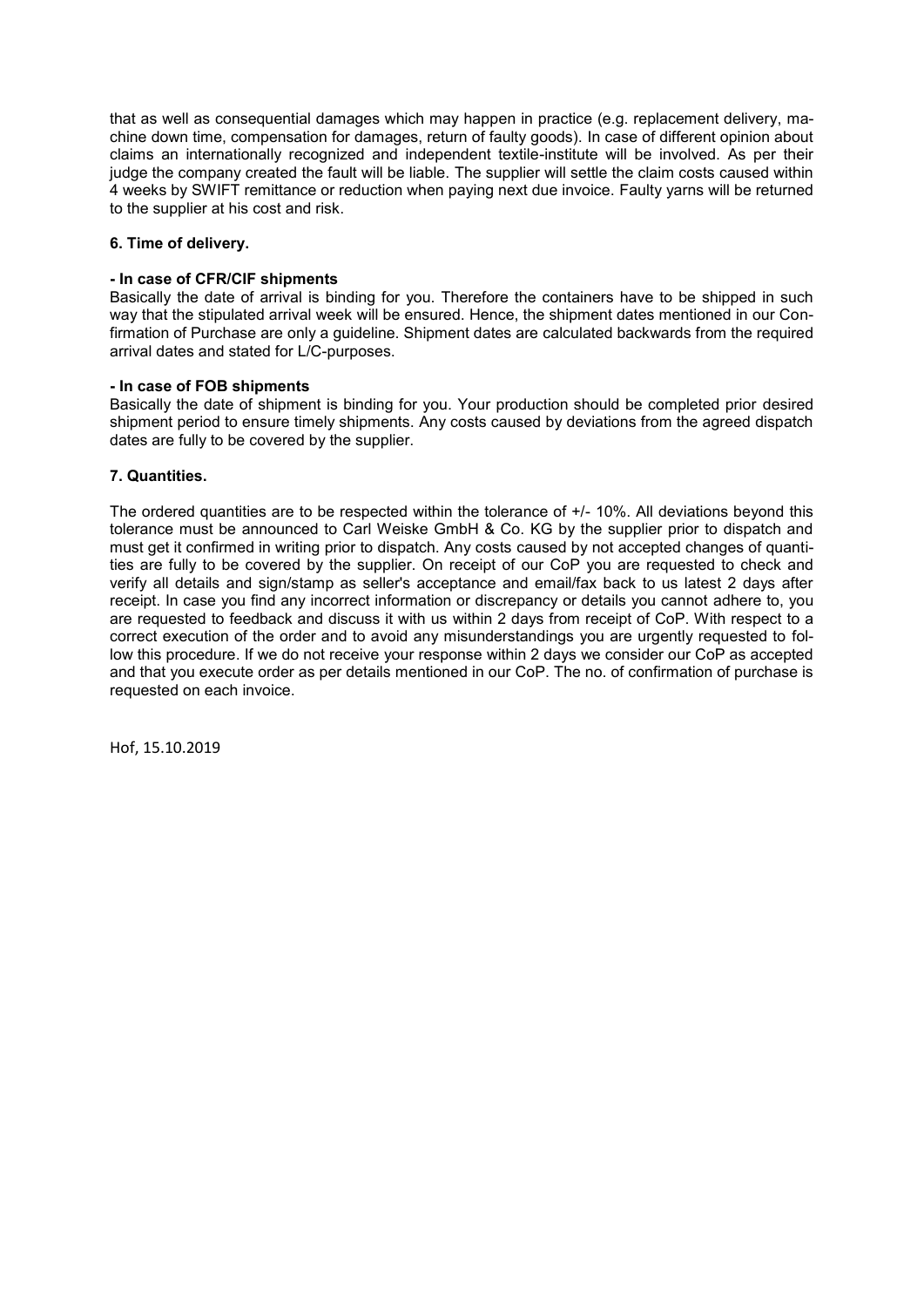that as well as consequential damages which may happen in practice (e.g. replacement delivery, machine down time, compensation for damages, return of faulty goods). In case of different opinion about claims an internationally recognized and independent textile-institute will be involved. As per their judge the company created the fault will be liable. The supplier will settle the claim costs caused within 4 weeks by SWIFT remittance or reduction when paying next due invoice. Faulty yarns will be returned to the supplier at his cost and risk.

**6. Time of delivery.**

**- In case of CFR/CIF shipments**

Basically the date of arrival is binding for you. Therefore the containers have to be shipped in such way that the stipulated arrival week will be ensured. Hence, the shipment dates mentioned in our Confirmation of Purchase are only a guideline. Shipment dates are calculated backwards from the required arrival dates and stated for L/C-purposes.

**- In case of FOB shipments**

Basically the date of shipment is binding for you. Your production should be completed prior desired shipment period to ensure timely shipments. Any costs caused by deviations from the agreed dispatch dates are fully to be covered by the supplier.

**7. Quantities.**

The ordered quantities are to be respected within the tolerance of +/- 10%. All deviations beyond this tolerance must be announced to Carl Weiske GmbH & Co. KG by the supplier prior to dispatch and must get it confirmed in writing prior to dispatch. Any costs caused by not accepted changes of quantities are fully to be covered by the supplier. On receipt of our CoP you are requested to check and verify all details and sign/stamp as seller's acceptance and email/fax back to us latest 2 days after receipt. In case you find any incorrect information or discrepancy or details you cannot adhere to, you are requested to feedback and discuss it with us within 2 days from receipt of CoP. With respect to a correct execution of the order and to avoid any misunderstandings you are urgently requested to follow this procedure. If we do not receive your response within 2 days we consider our CoP as accepted and that you execute order as per details mentioned in our CoP. The no. of confirmation of purchase is requested on each invoice.

Hof, 15.10.2019